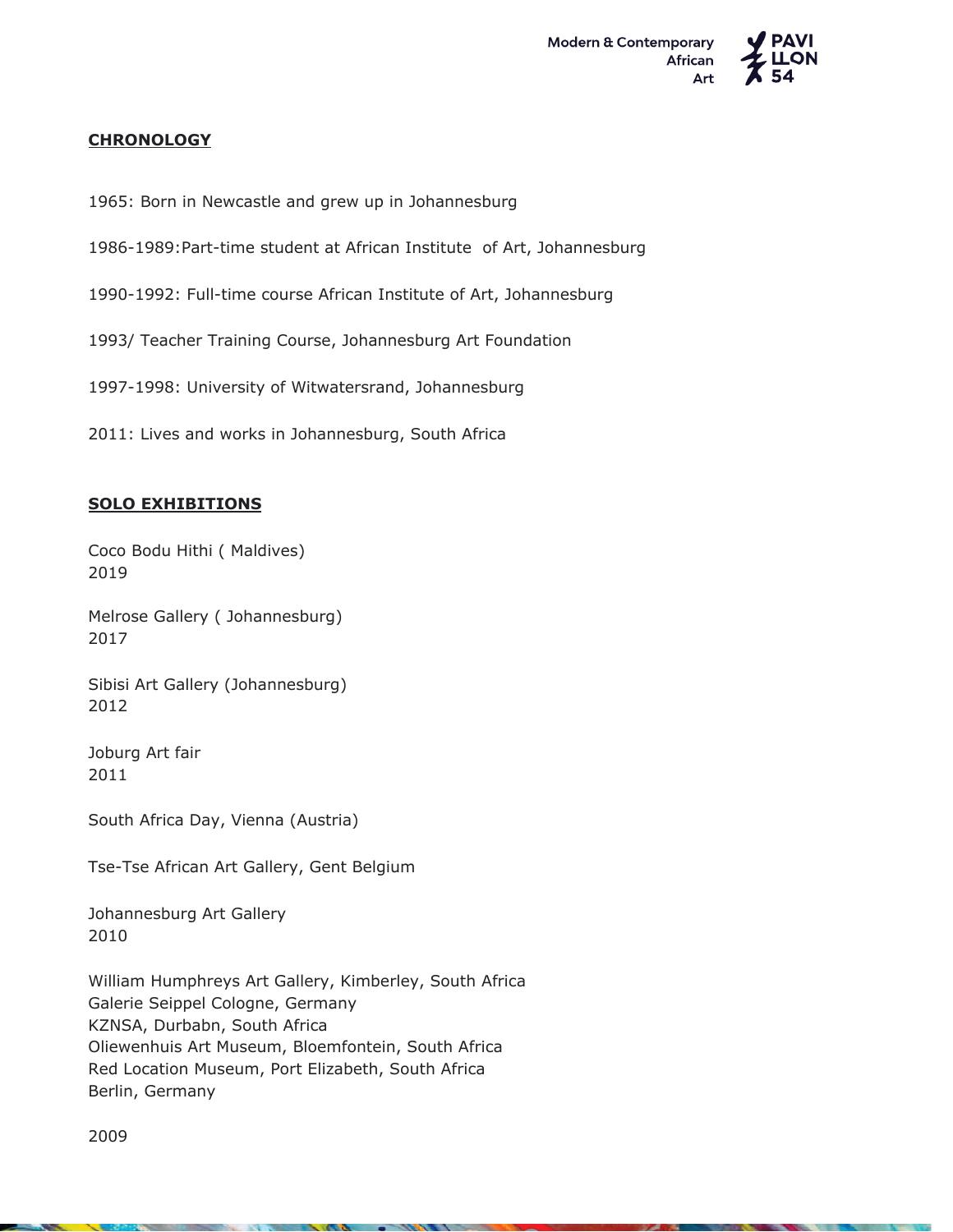**CHRONOLOGY**

1965: Born in Newcastle and grew up in Johannesburg

1986-1989:Part-time student at African Institute of Art, Johannesburg

1990-1992: Full-time course African Institute of Art, Johannesburg

1993/ Teacher Training Course, Johannesburg Art Foundation

1997-1998: University of Witwatersrand, Johannesburg

2011: Lives and works in Johannesburg, South Africa

**SOLO EXHIBITIONS**

Coco Bodu Hithi ( Maldives)
2019

Melrose Gallery ( Johannesburg)
2017

Sibisi Art Gallery (Johannesburg)
2012

Joburg Art fair
2011

South Africa Day, Vienna (Austria)

Tse-Tse African Art Gallery, Gent Belgium

Johannesburg Art Gallery
2010

William Humphreys Art Gallery, Kimberley, South Africa
Galerie Seippel Cologne, Germany
KZNSA, Durbabn, South Africa
Oliewenhuis Art Museum, Bloemfontein, South Africa
Red Location Museum, Port Elizabeth, South Africa
Berlin, Germany

2009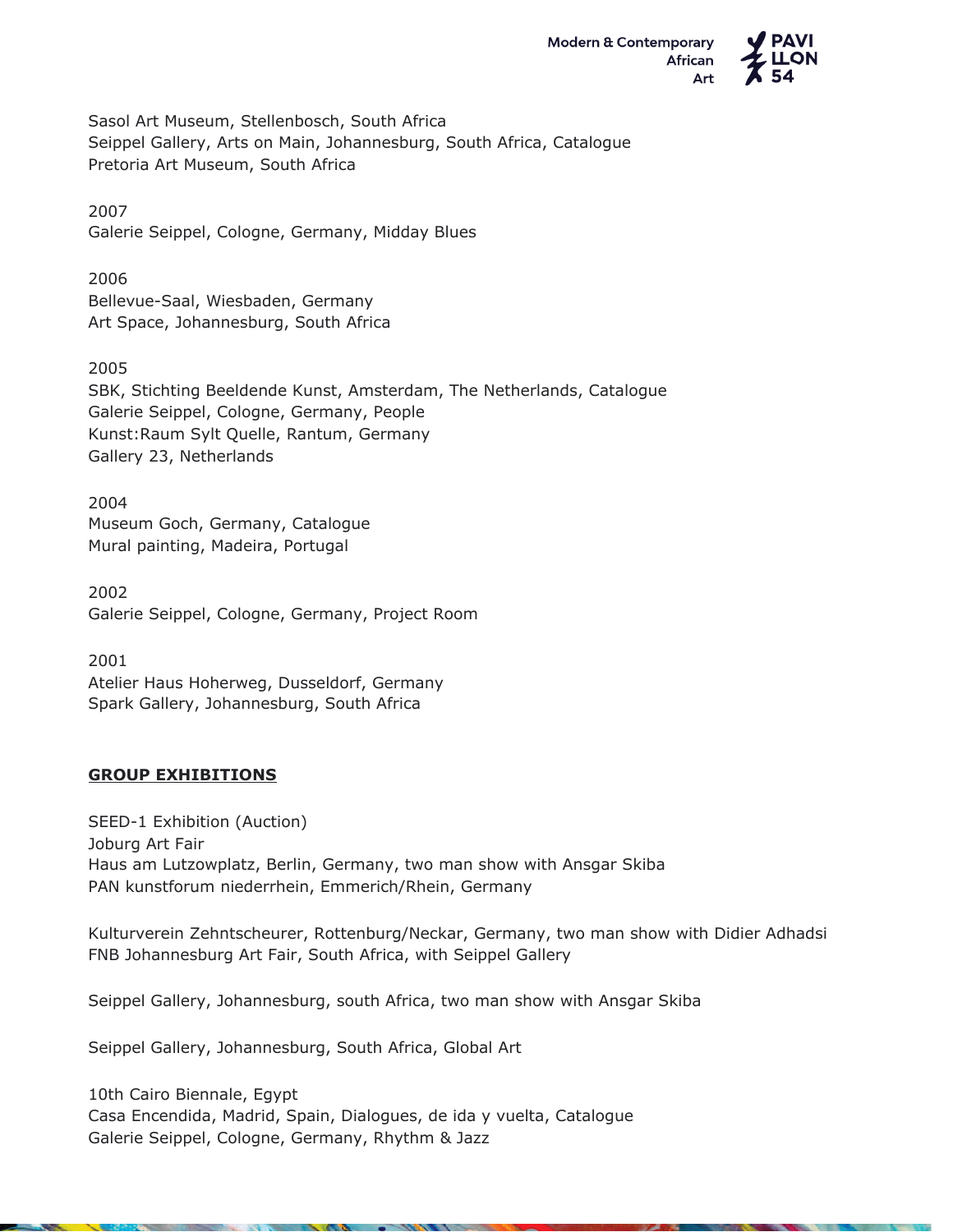Sasol Art Museum, Stellenbosch, South Africa
Seippel Gallery, Arts on Main, Johannesburg, South Africa, Catalogue
Pretoria Art Museum, South Africa

2007
Galerie Seippel, Cologne, Germany, Midday Blues

2006
Bellevue-Saal, Wiesbaden, Germany
Art Space, Johannesburg, South Africa

2005
SBK, Stichting Beeldende Kunst, Amsterdam, The Netherlands, Catalogue
Galerie Seippel, Cologne, Germany, People
Kunst:Raum Sylt Quelle, Rantum, Germany
Gallery 23, Netherlands

2004
Museum Goch, Germany, Catalogue
Mural painting, Madeira, Portugal

2002
Galerie Seippel, Cologne, Germany, Project Room

2001
Atelier Haus Hoherweg, Dusseldorf, Germany
Spark Gallery, Johannesburg, South Africa

## GROUP EXHIBITIONS

SEED-1 Exhibition (Auction)
Joburg Art Fair
Haus am Lutzowplatz, Berlin, Germany, two man show with Ansgar Skiba
PAN kunstforum niederrhein, Emmerich/Rhein, Germany

Kulturverein Zehntscheurer, Rottenburg/Neckar, Germany, two man show with Didier Adhadsi
FNB Johannesburg Art Fair, South Africa, with Seippel Gallery

Seippel Gallery, Johannesburg, south Africa, two man show with Ansgar Skiba

Seippel Gallery, Johannesburg, South Africa, Global Art

10th Cairo Biennale, Egypt
Casa Encendida, Madrid, Spain, Dialogues, de ida y vuelta, Catalogue
Galerie Seippel, Cologne, Germany, Rhythm & Jazz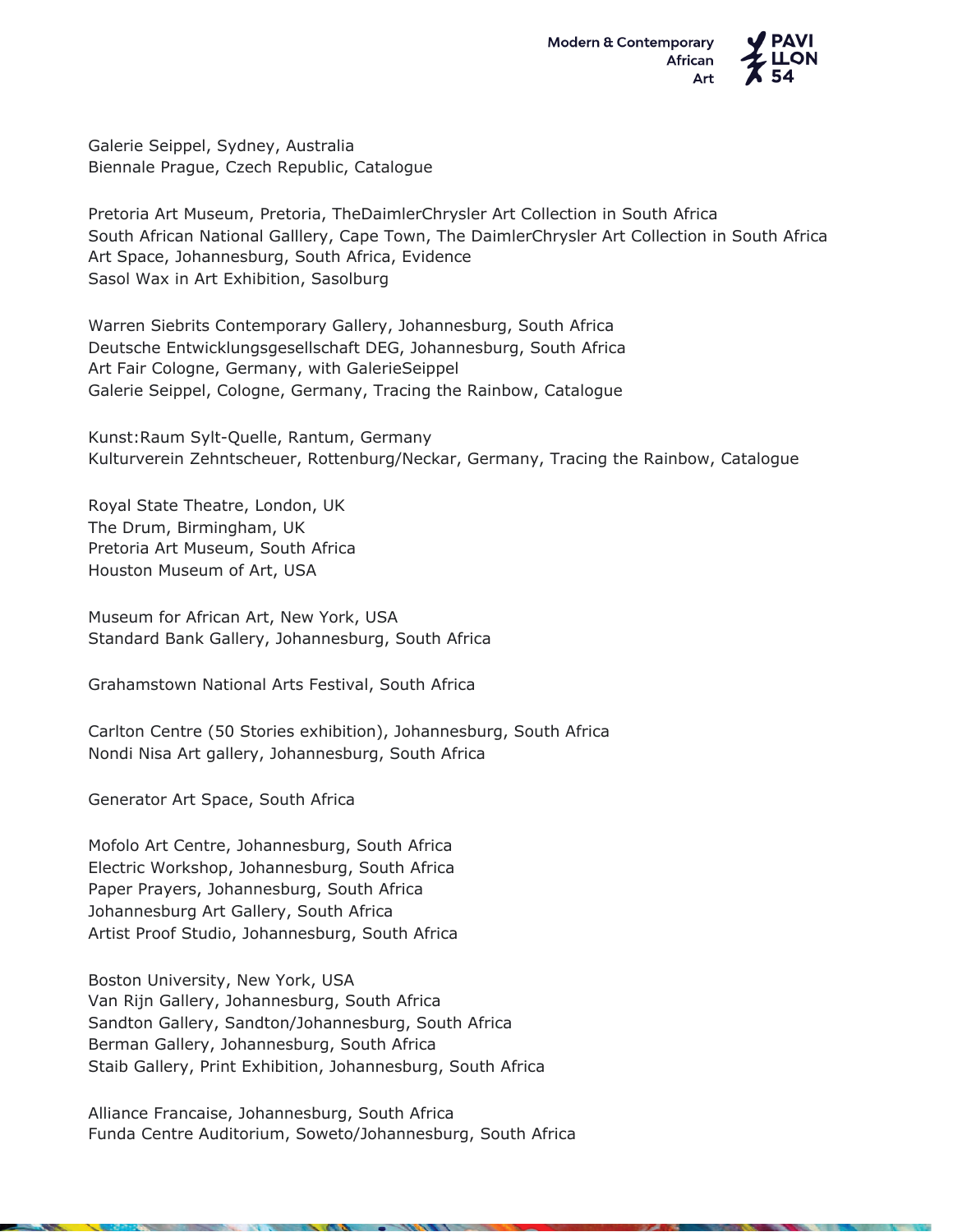Galerie Seippel, Sydney, Australia
Biennale Prague, Czech Republic, Catalogue

Pretoria Art Museum, Pretoria, TheDaimlerChrysler Art Collection in South Africa
South African National Galllery, Cape Town, The DaimlerChrysler Art Collection in South Africa
Art Space, Johannesburg, South Africa, Evidence
Sasol Wax in Art Exhibition, Sasolburg

Warren Siebrits Contemporary Gallery, Johannesburg, South Africa
Deutsche Entwicklungsgesellschaft DEG, Johannesburg, South Africa
Art Fair Cologne, Germany, with GalerieSeippel
Galerie Seippel, Cologne, Germany, Tracing the Rainbow, Catalogue

Kunst:Raum Sylt-Quelle, Rantum, Germany
Kulturverein Zehntscheuer, Rottenburg/Neckar, Germany, Tracing the Rainbow, Catalogue

Royal State Theatre, London, UK
The Drum, Birmingham, UK
Pretoria Art Museum, South Africa
Houston Museum of Art, USA

Museum for African Art, New York, USA
Standard Bank Gallery, Johannesburg, South Africa

Grahamstown National Arts Festival, South Africa

Carlton Centre (50 Stories exhibition), Johannesburg, South Africa
Nondi Nisa Art gallery, Johannesburg, South Africa

Generator Art Space, South Africa

Mofolo Art Centre, Johannesburg, South Africa
Electric Workshop, Johannesburg, South Africa
Paper Prayers, Johannesburg, South Africa
Johannesburg Art Gallery, South Africa
Artist Proof Studio, Johannesburg, South Africa

Boston University, New York, USA
Van Rijn Gallery, Johannesburg, South Africa
Sandton Gallery, Sandton/Johannesburg, South Africa
Berman Gallery, Johannesburg, South Africa
Staib Gallery, Print Exhibition, Johannesburg, South Africa

Alliance Francaise, Johannesburg, South Africa
Funda Centre Auditorium, Soweto/Johannesburg, South Africa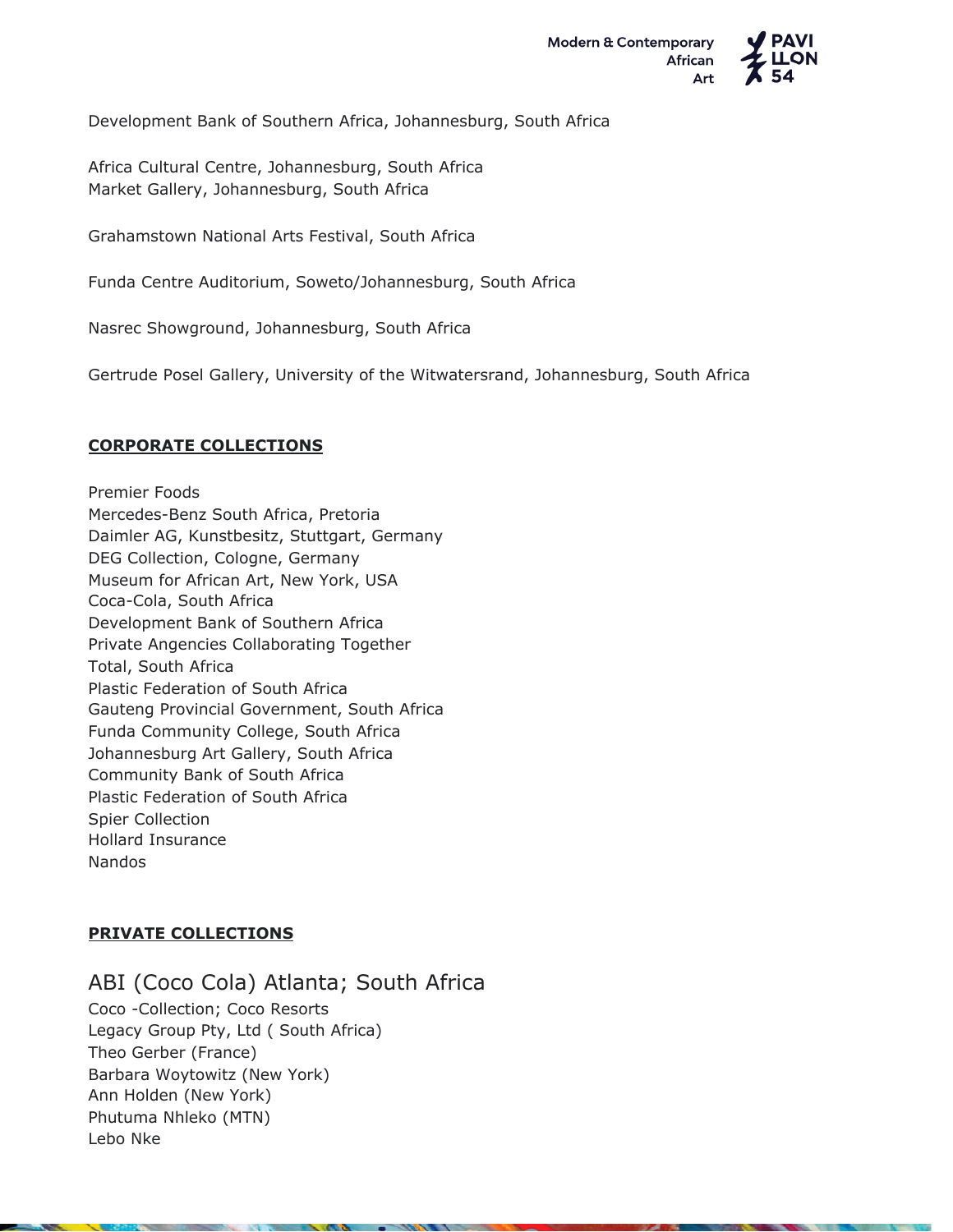Development Bank of Southern Africa, Johannesburg, South Africa

Africa Cultural Centre, Johannesburg, South Africa
Market Gallery, Johannesburg, South Africa

Grahamstown National Arts Festival, South Africa

Funda Centre Auditorium, Soweto/Johannesburg, South Africa

Nasrec Showground, Johannesburg, South Africa

Gertrude Posel Gallery, University of the Witwatersrand, Johannesburg, South Africa

**CORPORATE COLLECTIONS**

Premier Foods
Mercedes-Benz South Africa, Pretoria
Daimler AG, Kunstbesitz, Stuttgart, Germany
DEG Collection, Cologne, Germany
Museum for African Art, New York, USA
Coca-Cola, South Africa
Development Bank of Southern Africa
Private Angencies Collaborating Together
Total, South Africa
Plastic Federation of South Africa
Gauteng Provincial Government, South Africa
Funda Community College, South Africa
Johannesburg Art Gallery, South Africa
Community Bank of South Africa
Plastic Federation of South Africa
Spier Collection
Hollard Insurance
Nandos

**PRIVATE COLLECTIONS**

ABI (Coco Cola) Atlanta; South Africa
Coco -Collection; Coco Resorts
Legacy Group Pty, Ltd ( South Africa)
Theo Gerber (France)
Barbara Woytowitz (New York)
Ann Holden (New York)
Phutuma Nhleko (MTN)
Lebo Nke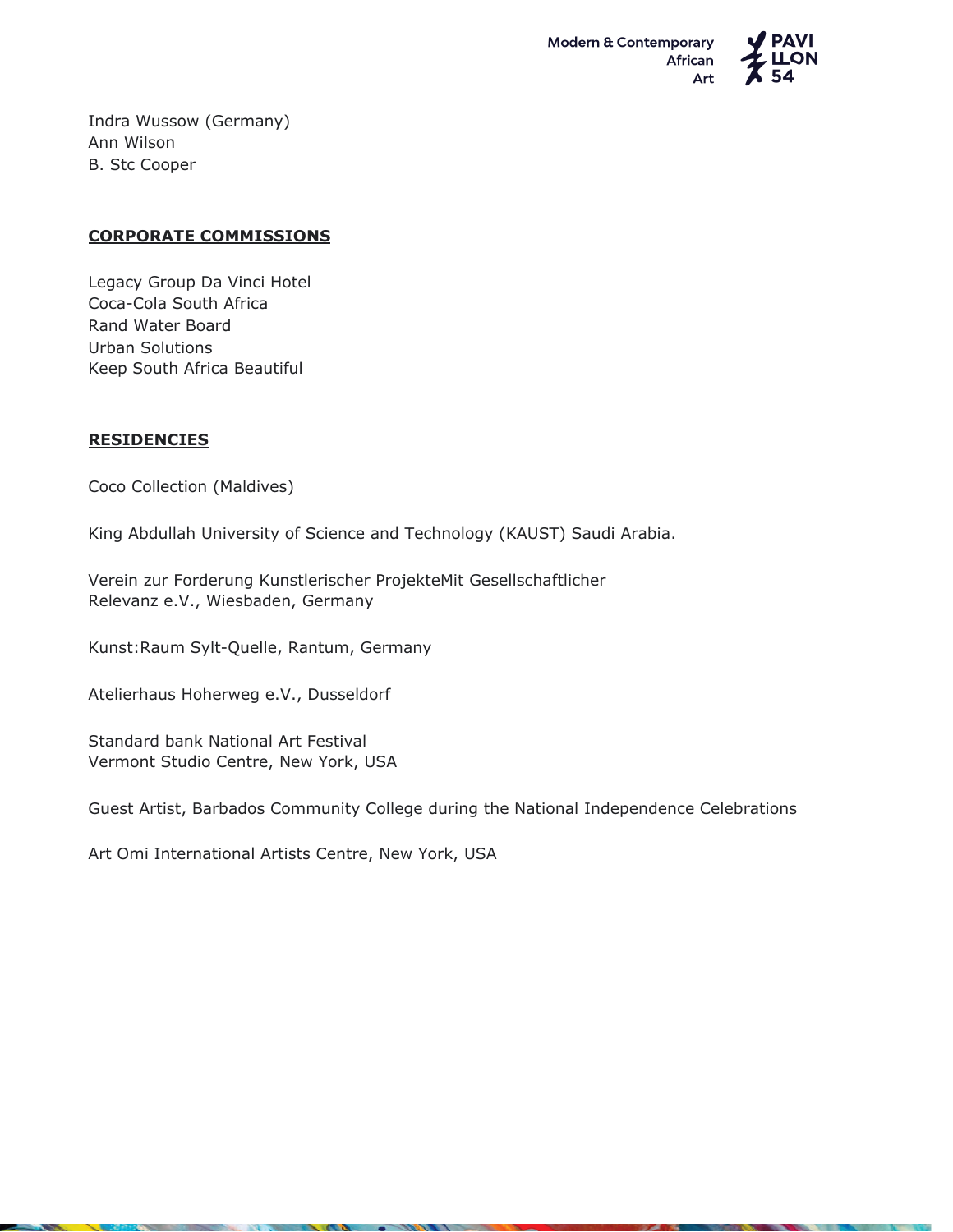Indra Wussow (Germany)
Ann Wilson
B. Stc Cooper

## CORPORATE COMMISSIONS

Legacy Group Da Vinci Hotel
Coca-Cola South Africa
Rand Water Board
Urban Solutions
Keep South Africa Beautiful

## RESIDENCIES

Coco Collection (Maldives)

King Abdullah University of Science and Technology (KAUST) Saudi Arabia.

Verein zur Forderung Kunstlerischer ProjekteMit Gesellschaftlicher Relevanz e.V., Wiesbaden, Germany

Kunst:Raum Sylt-Quelle, Rantum, Germany

Atelierhaus Hoherweg e.V., Dusseldorf

Standard bank National Art Festival
Vermont Studio Centre, New York, USA

Guest Artist, Barbados Community College during the National Independence Celebrations

Art Omi International Artists Centre, New York, USA